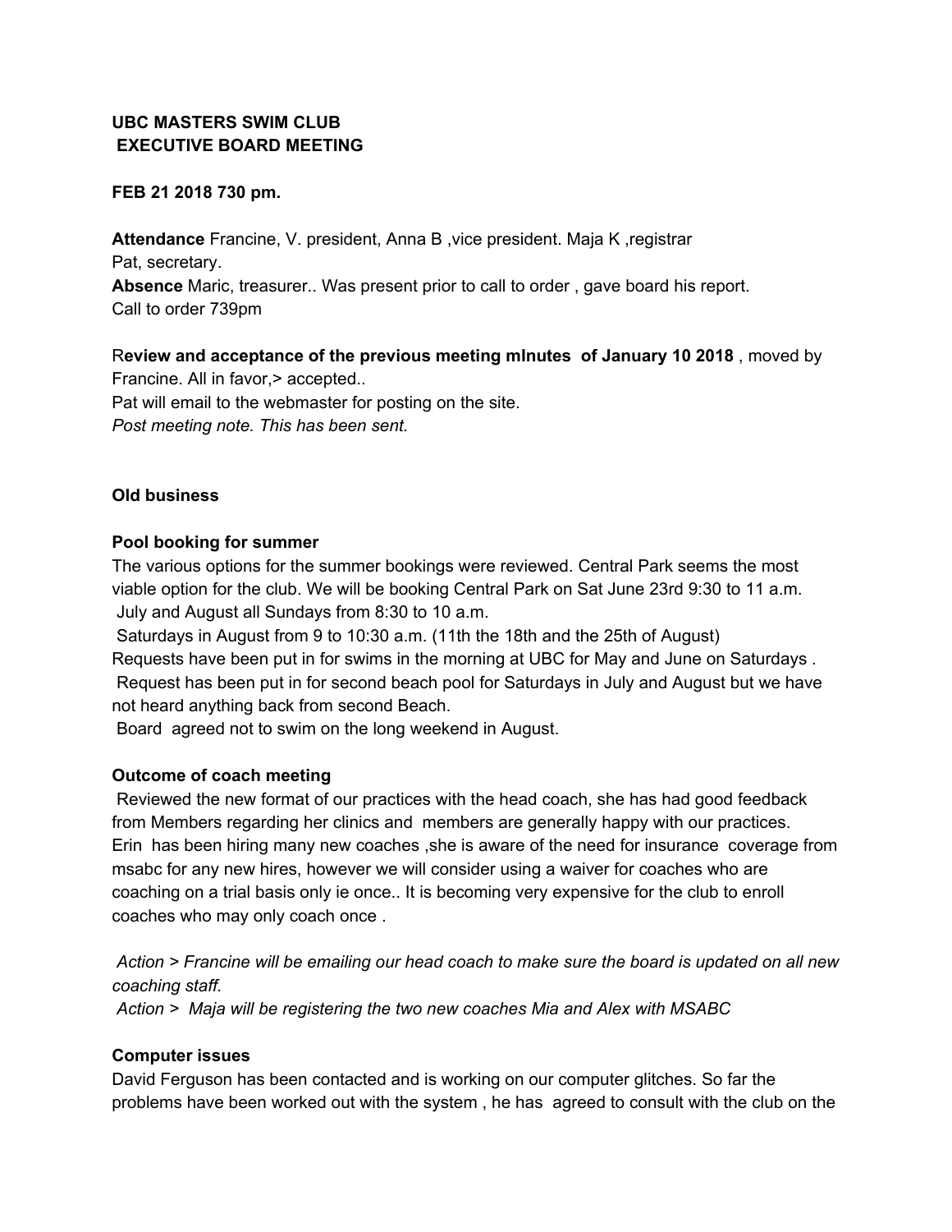**UBC MASTERS SWIM CLUB**
**EXECUTIVE BOARD MEETING**

**FEB 21 2018 730 pm.**

**Attendance** Francine, V. president, Anna B ,vice president. Maja K ,registrar
Pat, secretary.
**Absence** Maric, treasurer.. Was present prior to call to order , gave board his report.
Call to order 739pm

R**eview and acceptance of the previous meeting mInutes of January 10 2018** , moved by Francine. All in favor,> accepted..
Pat will email to the webmaster for posting on the site.
*Post meeting note. This has been sent.*

**Old business**

**Pool booking for summer**
The various options for the summer bookings were reviewed. Central Park seems the most viable option for the club. We will be booking Central Park on Sat June 23rd 9:30 to 11 a.m.
July and August all Sundays from 8:30 to 10 a.m.
Saturdays in August from 9 to 10:30 a.m. (11th the 18th and the 25th of August)
Requests have been put in for swims in the morning at UBC for May and June on Saturdays .
Request has been put in for second beach pool for Saturdays in July and August but we have not heard anything back from second Beach.
Board agreed not to swim on the long weekend in August.

**Outcome of coach meeting**
Reviewed the new format of our practices with the head coach, she has had good feedback from Members regarding her clinics and members are generally happy with our practices.
Erin has been hiring many new coaches ,she is aware of the need for insurance coverage from msabc for any new hires, however we will consider using a waiver for coaches who are coaching on a trial basis only ie once.. It is becoming very expensive for the club to enroll coaches who may only coach once .

*Action > Francine will be emailing our head coach to make sure the board is updated on all new coaching staff.*
*Action > Maja will be registering the two new coaches Mia and Alex with MSABC*

**Computer issues**
David Ferguson has been contacted and is working on our computer glitches. So far the problems have been worked out with the system , he has agreed to consult with the club on the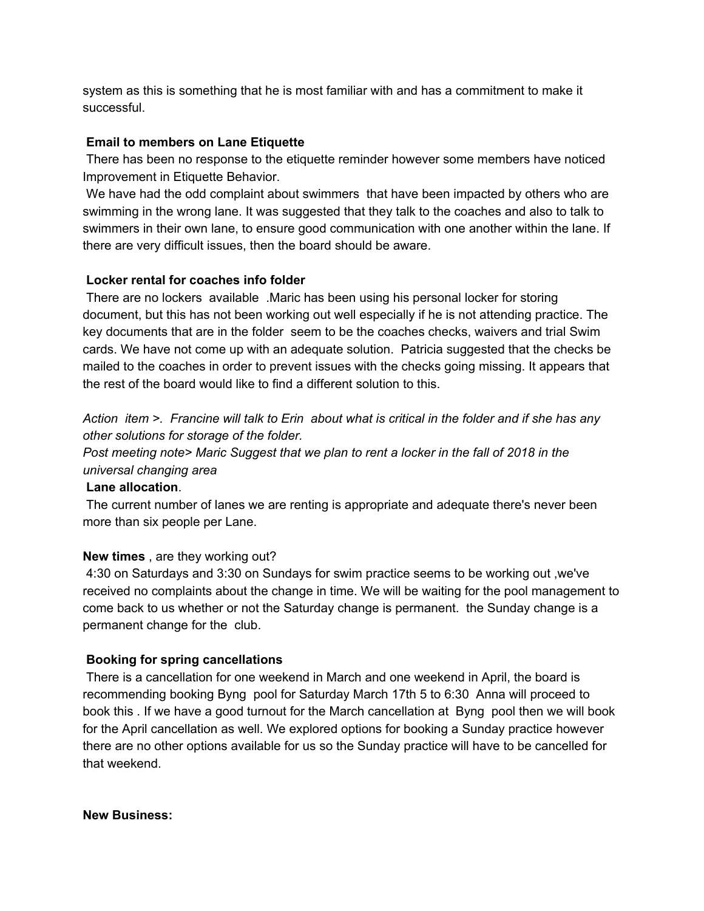system as this is something that he is most familiar with and has a commitment to make it successful.

**Email to members on Lane Etiquette**

There has been no response to the etiquette reminder however some members have noticed Improvement in Etiquette Behavior.

We have had the odd complaint about swimmers that have been impacted by others who are swimming in the wrong lane. It was suggested that they talk to the coaches and also to talk to swimmers in their own lane, to ensure good communication with one another within the lane. If there are very difficult issues, then the board should be aware.

**Locker rental for coaches info folder**

There are no lockers available .Maric has been using his personal locker for storing document, but this has not been working out well especially if he is not attending practice. The key documents that are in the folder seem to be the coaches checks, waivers and trial Swim cards. We have not come up with an adequate solution. Patricia suggested that the checks be mailed to the coaches in order to prevent issues with the checks going missing. It appears that the rest of the board would like to find a different solution to this.

*Action item >. Francine will talk to Erin about what is critical in the folder and if she has any other solutions for storage of the folder.*

*Post meeting note> Maric Suggest that we plan to rent a locker in the fall of 2018 in the universal changing area*

**Lane allocation**.

The current number of lanes we are renting is appropriate and adequate there's never been more than six people per Lane.

**New times** , are they working out?

4:30 on Saturdays and 3:30 on Sundays for swim practice seems to be working out ,we've received no complaints about the change in time. We will be waiting for the pool management to come back to us whether or not the Saturday change is permanent. the Sunday change is a permanent change for the club.

**Booking for spring cancellations**

There is a cancellation for one weekend in March and one weekend in April, the board is recommending booking Byng pool for Saturday March 17th 5 to 6:30 Anna will proceed to book this . If we have a good turnout for the March cancellation at Byng pool then we will book for the April cancellation as well. We explored options for booking a Sunday practice however there are no other options available for us so the Sunday practice will have to be cancelled for that weekend.

**New Business:**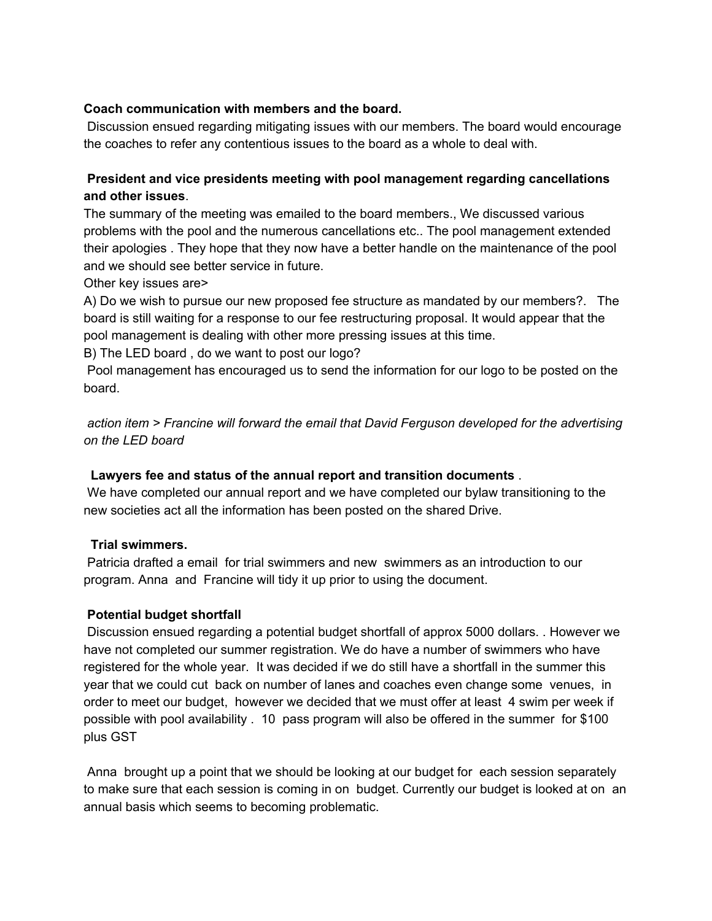**Coach communication with members and the board.**

Discussion ensued regarding mitigating issues with our members. The board would encourage the coaches to refer any contentious issues to the board as a whole to deal with.

**President and vice presidents meeting with pool management regarding cancellations and other issues**.

The summary of the meeting was emailed to the board members., We discussed various problems with the pool and the numerous cancellations etc.. The pool management extended their apologies . They hope that they now have a better handle on the maintenance of the pool and we should see better service in future.

Other key issues are>

A) Do we wish to pursue our new proposed fee structure as mandated by our members?. The board is still waiting for a response to our fee restructuring proposal. It would appear that the pool management is dealing with other more pressing issues at this time.

B) The LED board , do we want to post our logo?

Pool management has encouraged us to send the information for our logo to be posted on the board.

*action item > Francine will forward the email that David Ferguson developed for the advertising on the LED board*

**Lawyers fee and status of the annual report and transition documents** .

We have completed our annual report and we have completed our bylaw transitioning to the new societies act all the information has been posted on the shared Drive.

**Trial swimmers.**

Patricia drafted a email for trial swimmers and new swimmers as an introduction to our program. Anna and Francine will tidy it up prior to using the document.

**Potential budget shortfall**

Discussion ensued regarding a potential budget shortfall of approx 5000 dollars. . However we have not completed our summer registration. We do have a number of swimmers who have registered for the whole year. It was decided if we do still have a shortfall in the summer this year that we could cut back on number of lanes and coaches even change some venues, in order to meet our budget, however we decided that we must offer at least 4 swim per week if possible with pool availability . 10 pass program will also be offered in the summer for $100 plus GST

Anna brought up a point that we should be looking at our budget for each session separately to make sure that each session is coming in on budget. Currently our budget is looked at on an annual basis which seems to becoming problematic.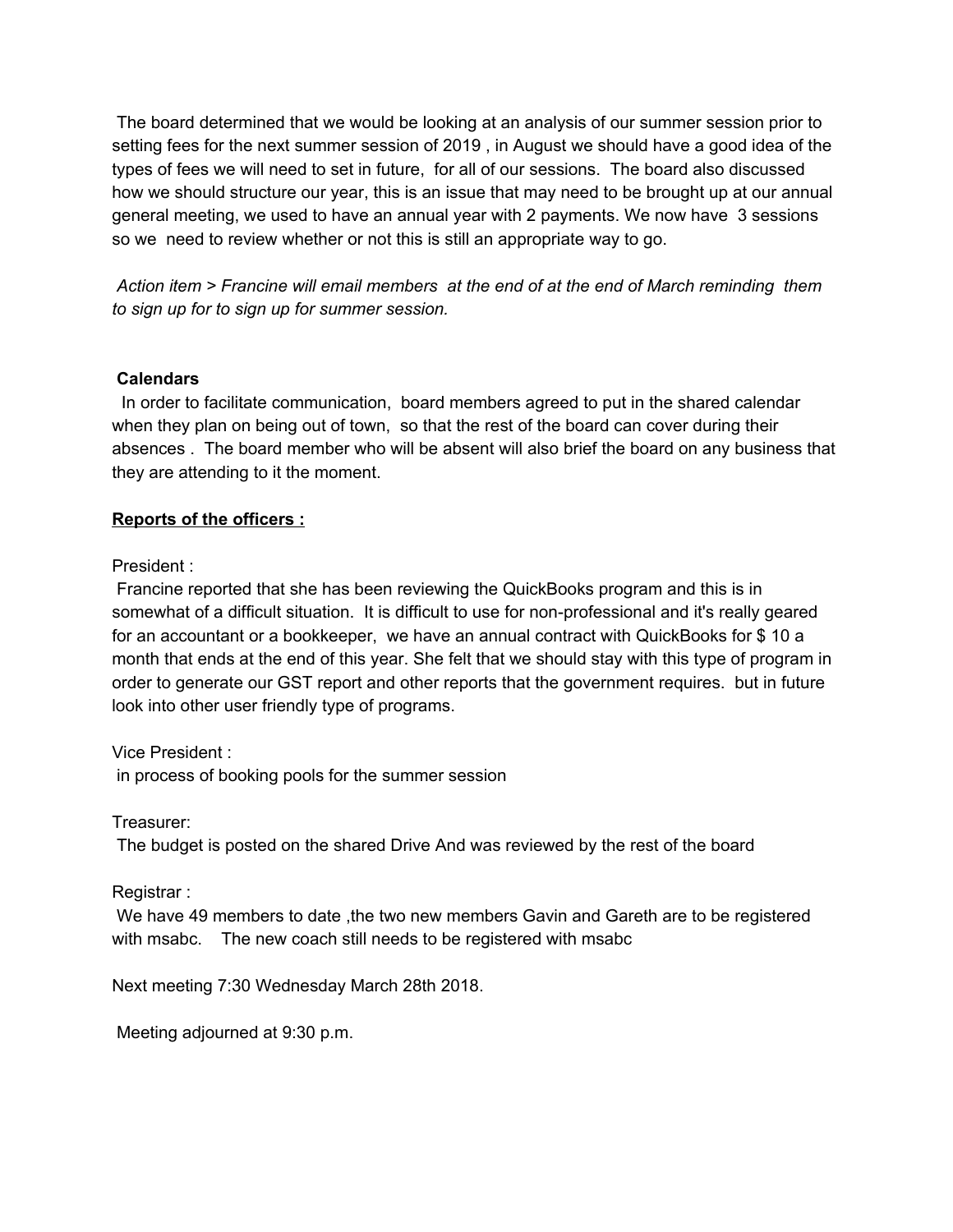The board determined that we would be looking at an analysis of our summer session prior to setting fees for the next summer session of 2019 , in August we should have a good idea of the types of fees we will need to set in future,  for all of our sessions.  The board also discussed how we should structure our year, this is an issue that may need to be brought up at our annual general meeting, we used to have an annual year with 2 payments. We now have  3 sessions so we  need to review whether or not this is still an appropriate way to go.

*Action item > Francine will email members  at the end of at the end of March reminding  them to sign up for to sign up for summer session.*

**Calendars**

In order to facilitate communication,  board members agreed to put in the shared calendar when they plan on being out of town,  so that the rest of the board can cover during their absences .  The board member who will be absent will also brief the board on any business that they are attending to it the moment.

**Reports of the officers :**

President :

Francine reported that she has been reviewing the QuickBooks program and this is in somewhat of a difficult situation.  It is difficult to use for non-professional and it's really geared for an accountant or a bookkeeper,  we have an annual contract with QuickBooks for $ 10 a month that ends at the end of this year. She felt that we should stay with this type of program in order to generate our GST report and other reports that the government requires.  but in future look into other user friendly type of programs.

Vice President :

in process of booking pools for the summer session

Treasurer:

The budget is posted on the shared Drive And was reviewed by the rest of the board

Registrar :

We have 49 members to date ,the two new members Gavin and Gareth are to be registered with msabc.    The new coach still needs to be registered with msabc

Next meeting 7:30 Wednesday March 28th 2018.

Meeting adjourned at 9:30 p.m.